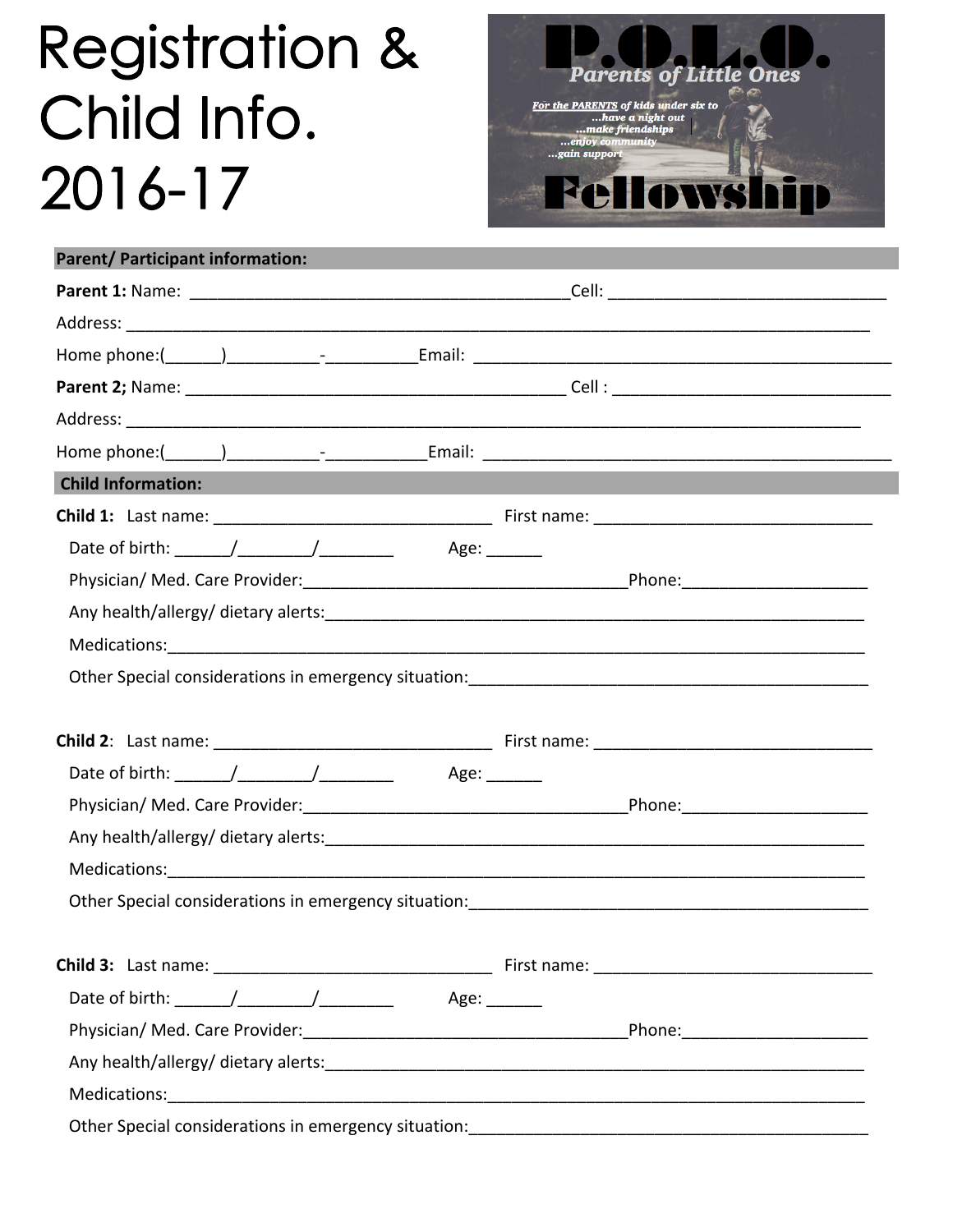# Registration & Child Info. 2016-17

**P.O.L.O.**
*Parents of Little Ones*

*For the PARENTS of kids under six to*
*...have a night out*
*...make friendships*
*...enjoy community*
*...gain support*

**Fellowship**

**Parent/ Participant information:**

**Parent 1:** Name: ________________________________________Cell: ______________________________

Address: ________________________________________________________________________________

Home phone:(______)__________-__________Email: ____________________________________________

**Parent 2;** Name: ________________________________________ Cell : ______________________________

Address: ________________________________________________________________________________

Home phone:(______)__________-___________Email: ___________________________________________

**Child Information:**

**Child 1:** Last name: ______________________________ First name: ______________________________

Date of birth: ______/________/________ Age: ______

Physician/ Med. Care Provider:___________________________________Phone:____________________

Any health/allergy/ dietary alerts:___________________________________________________________

Medications:_____________________________________________________________________________

Other Special considerations in emergency situation:_____________________________________________

**Child 2**: Last name: ______________________________ First name: ______________________________

Date of birth: ______/________/________ Age: ______

Physician/ Med. Care Provider:___________________________________Phone:____________________

Any health/allergy/ dietary alerts:___________________________________________________________

Medications:_____________________________________________________________________________

Other Special considerations in emergency situation:_____________________________________________

**Child 3:** Last name: ______________________________ First name: ______________________________

Date of birth: ______/________/________ Age: ______

Physician/ Med. Care Provider:___________________________________Phone:____________________

Any health/allergy/ dietary alerts:___________________________________________________________

Medications:_____________________________________________________________________________

Other Special considerations in emergency situation:_____________________________________________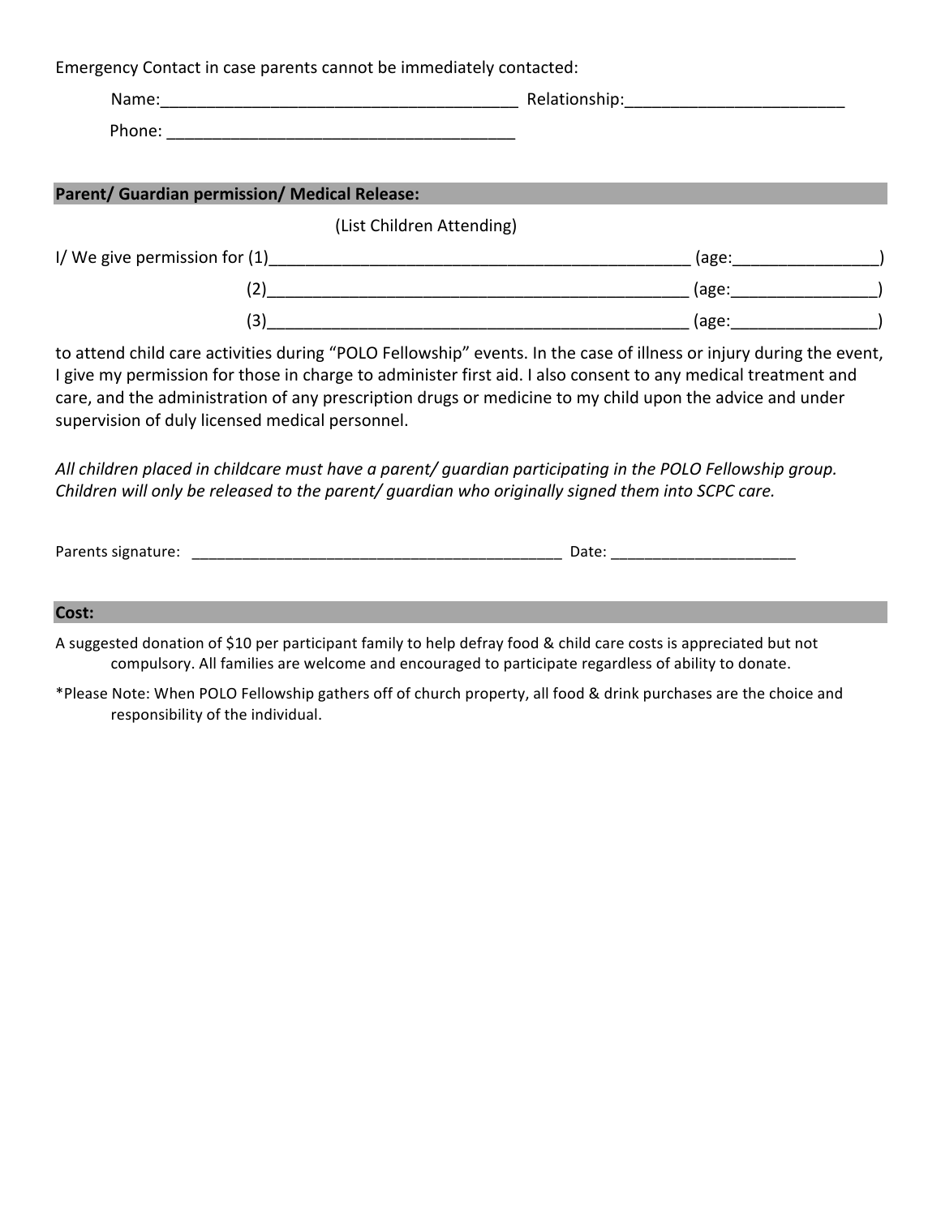Emergency Contact in case parents cannot be immediately contacted:

Name:_______________________________________ Relationship:________________________

Phone: ______________________________________

## Parent/ Guardian permission/ Medical Release:

(List Children Attending)

I/ We give permission for (1)_______________________________________________ (age:_______________)

(2)_______________________________________________ (age:_______________)

(3)_______________________________________________ (age:_______________)

to attend child care activities during "POLO Fellowship" events. In the case of illness or injury during the event, I give my permission for those in charge to administer first aid. I also consent to any medical treatment and care, and the administration of any prescription drugs or medicine to my child upon the advice and under supervision of duly licensed medical personnel.

*All children placed in childcare must have a parent/ guardian participating in the POLO Fellowship group. Children will only be released to the parent/ guardian who originally signed them into SCPC care.*

Parents signature: ____________________________________________ Date: _____________________

## Cost:

A suggested donation of $10 per participant family to help defray food & child care costs is appreciated but not compulsory. All families are welcome and encouraged to participate regardless of ability to donate.

*Please Note: When POLO Fellowship gathers off of church property, all food & drink purchases are the choice and responsibility of the individual.